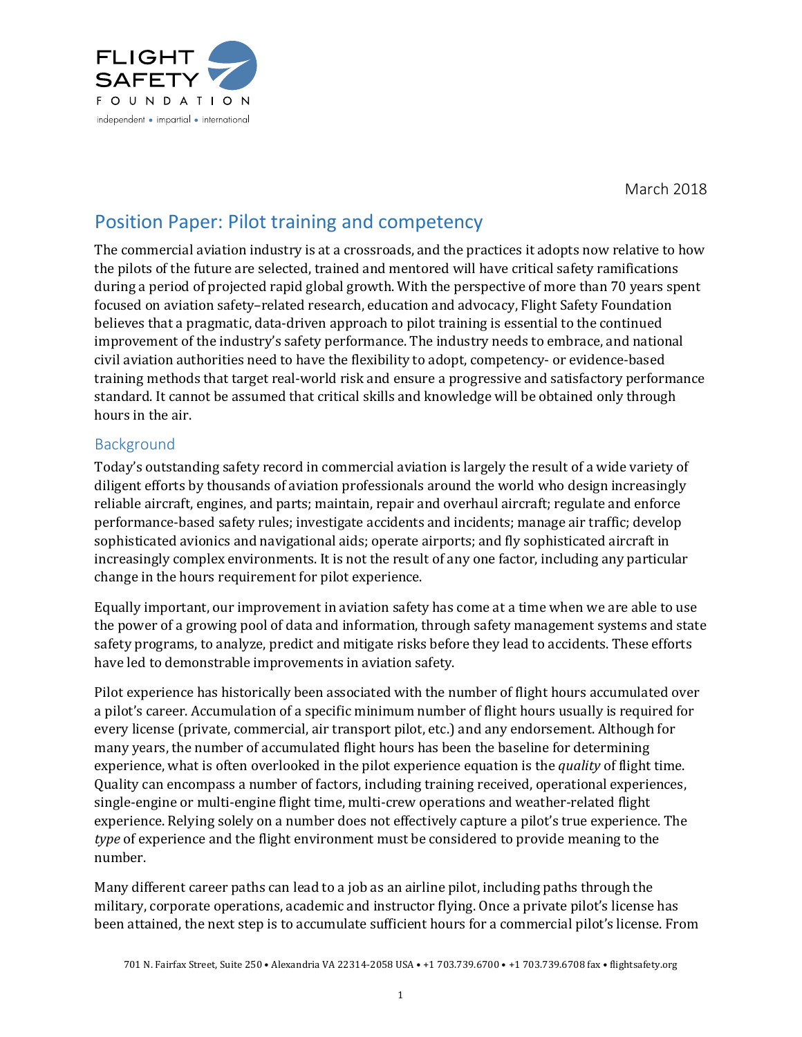March 2018

# Position Paper: Pilot training and competency

The commercial aviation industry is at a crossroads, and the practices it adopts now relative to how the pilots of the future are selected, trained and mentored will have critical safety ramifications during a period of projected rapid global growth. With the perspective of more than 70 years spent focused on aviation safety–related research, education and advocacy, Flight Safety Foundation believes that a pragmatic, data-driven approach to pilot training is essential to the continued improvement of the industry's safety performance. The industry needs to embrace, and national civil aviation authorities need to have the flexibility to adopt, competency- or evidence-based training methods that target real-world risk and ensure a progressive and satisfactory performance standard. It cannot be assumed that critical skills and knowledge will be obtained only through hours in the air.

## Background

Today's outstanding safety record in commercial aviation is largely the result of a wide variety of diligent efforts by thousands of aviation professionals around the world who design increasingly reliable aircraft, engines, and parts; maintain, repair and overhaul aircraft; regulate and enforce performance-based safety rules; investigate accidents and incidents; manage air traffic; develop sophisticated avionics and navigational aids; operate airports; and fly sophisticated aircraft in increasingly complex environments. It is not the result of any one factor, including any particular change in the hours requirement for pilot experience.

Equally important, our improvement in aviation safety has come at a time when we are able to use the power of a growing pool of data and information, through safety management systems and state safety programs, to analyze, predict and mitigate risks before they lead to accidents. These efforts have led to demonstrable improvements in aviation safety.

Pilot experience has historically been associated with the number of flight hours accumulated over a pilot's career. Accumulation of a specific minimum number of flight hours usually is required for every license (private, commercial, air transport pilot, etc.) and any endorsement. Although for many years, the number of accumulated flight hours has been the baseline for determining experience, what is often overlooked in the pilot experience equation is the *quality* of flight time. Quality can encompass a number of factors, including training received, operational experiences, single-engine or multi-engine flight time, multi-crew operations and weather-related flight experience. Relying solely on a number does not effectively capture a pilot's true experience. The *type* of experience and the flight environment must be considered to provide meaning to the number.

Many different career paths can lead to a job as an airline pilot, including paths through the military, corporate operations, academic and instructor flying. Once a private pilot's license has been attained, the next step is to accumulate sufficient hours for a commercial pilot's license. From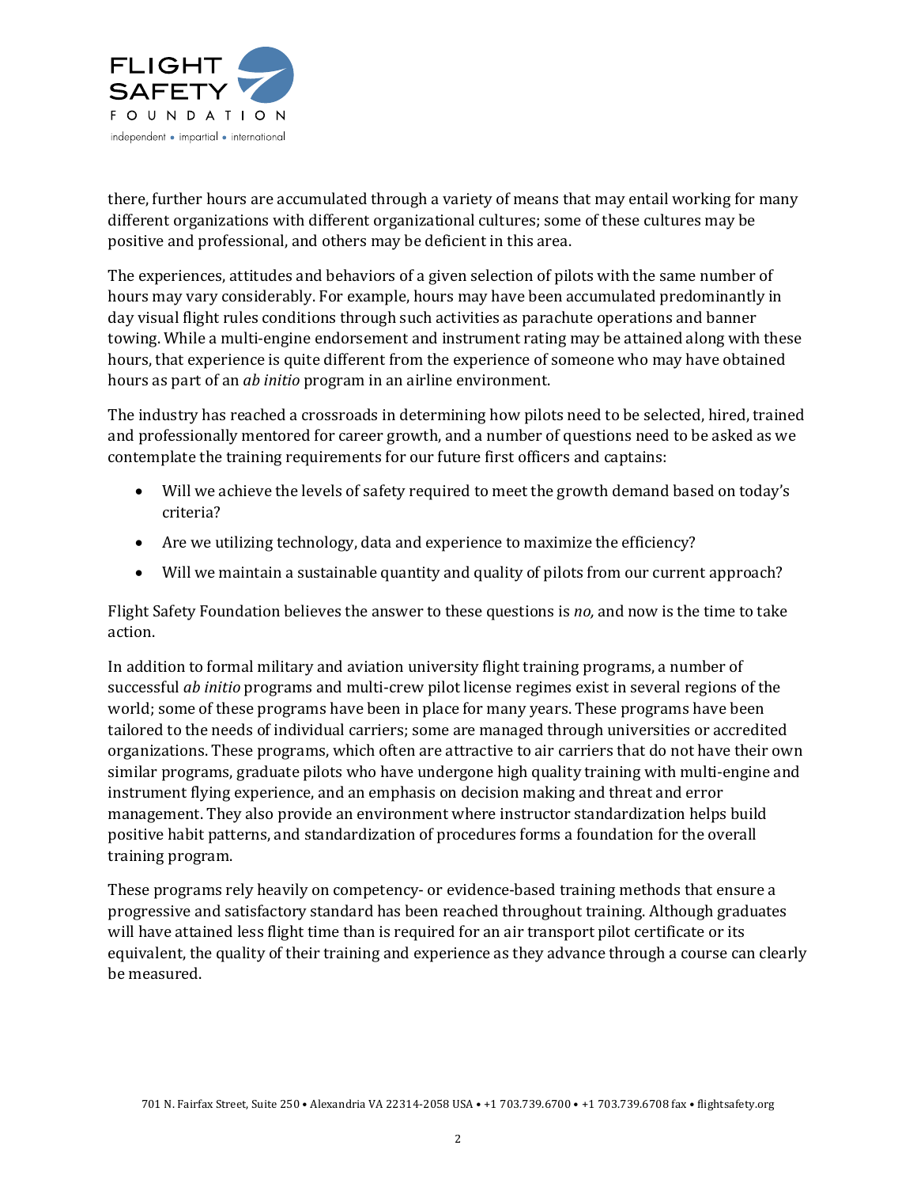there, further hours are accumulated through a variety of means that may entail working for many different organizations with different organizational cultures; some of these cultures may be positive and professional, and others may be deficient in this area.

The experiences, attitudes and behaviors of a given selection of pilots with the same number of hours may vary considerably. For example, hours may have been accumulated predominantly in day visual flight rules conditions through such activities as parachute operations and banner towing. While a multi-engine endorsement and instrument rating may be attained along with these hours, that experience is quite different from the experience of someone who may have obtained hours as part of an *ab initio* program in an airline environment.

The industry has reached a crossroads in determining how pilots need to be selected, hired, trained and professionally mentored for career growth, and a number of questions need to be asked as we contemplate the training requirements for our future first officers and captains:

- Will we achieve the levels of safety required to meet the growth demand based on today's criteria?
- Are we utilizing technology, data and experience to maximize the efficiency?
- Will we maintain a sustainable quantity and quality of pilots from our current approach?

Flight Safety Foundation believes the answer to these questions is *no,* and now is the time to take action.

In addition to formal military and aviation university flight training programs, a number of successful *ab initio* programs and multi-crew pilot license regimes exist in several regions of the world; some of these programs have been in place for many years. These programs have been tailored to the needs of individual carriers; some are managed through universities or accredited organizations. These programs, which often are attractive to air carriers that do not have their own similar programs, graduate pilots who have undergone high quality training with multi-engine and instrument flying experience, and an emphasis on decision making and threat and error management. They also provide an environment where instructor standardization helps build positive habit patterns, and standardization of procedures forms a foundation for the overall training program.

These programs rely heavily on competency- or evidence-based training methods that ensure a progressive and satisfactory standard has been reached throughout training. Although graduates will have attained less flight time than is required for an air transport pilot certificate or its equivalent, the quality of their training and experience as they advance through a course can clearly be measured.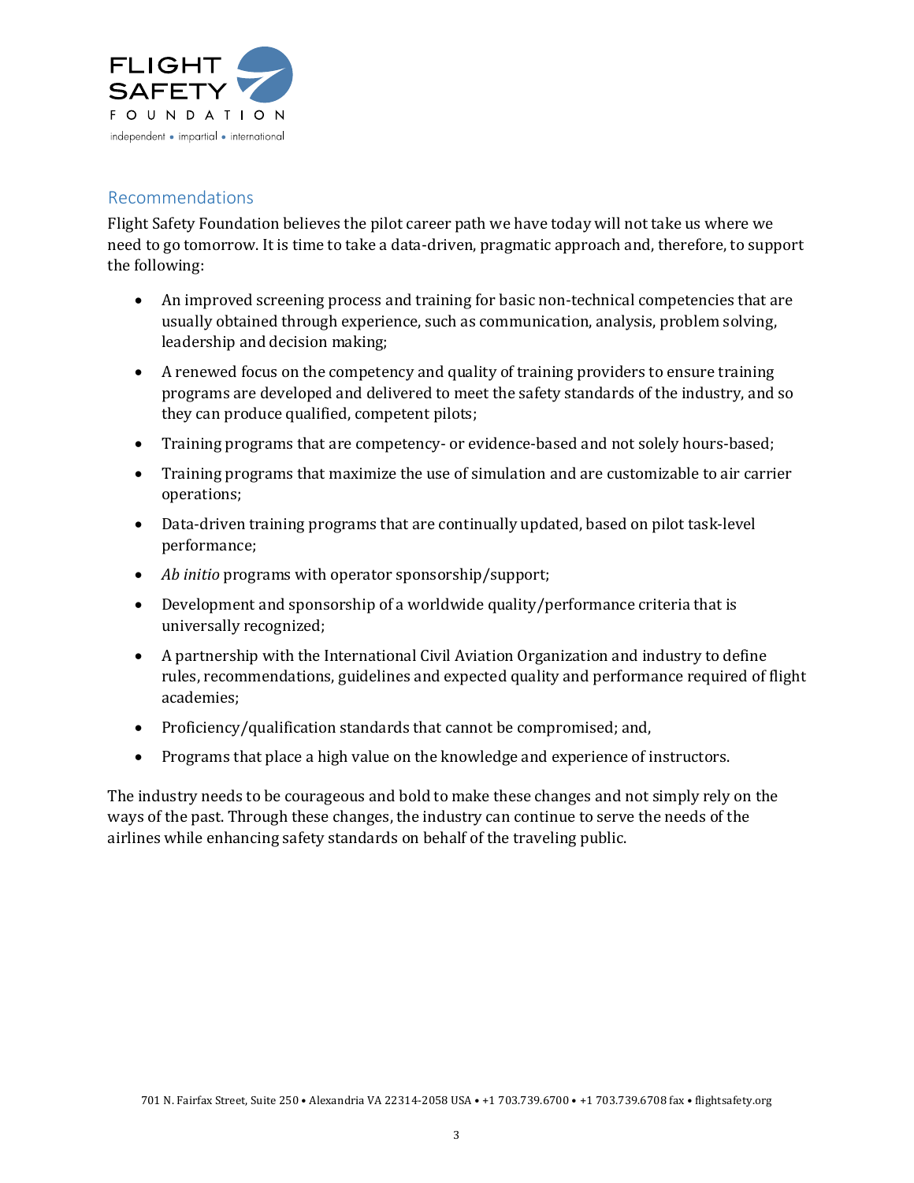## Recommendations

Flight Safety Foundation believes the pilot career path we have today will not take us where we need to go tomorrow. It is time to take a data-driven, pragmatic approach and, therefore, to support the following:

- An improved screening process and training for basic non-technical competencies that are usually obtained through experience, such as communication, analysis, problem solving, leadership and decision making;
- A renewed focus on the competency and quality of training providers to ensure training programs are developed and delivered to meet the safety standards of the industry, and so they can produce qualified, competent pilots;
- Training programs that are competency- or evidence-based and not solely hours-based;
- Training programs that maximize the use of simulation and are customizable to air carrier operations;
- Data-driven training programs that are continually updated, based on pilot task-level performance;
- *Ab initio* programs with operator sponsorship/support;
- Development and sponsorship of a worldwide quality/performance criteria that is universally recognized;
- A partnership with the International Civil Aviation Organization and industry to define rules, recommendations, guidelines and expected quality and performance required of flight academies;
- Proficiency/qualification standards that cannot be compromised; and,
- Programs that place a high value on the knowledge and experience of instructors.

The industry needs to be courageous and bold to make these changes and not simply rely on the ways of the past. Through these changes, the industry can continue to serve the needs of the airlines while enhancing safety standards on behalf of the traveling public.